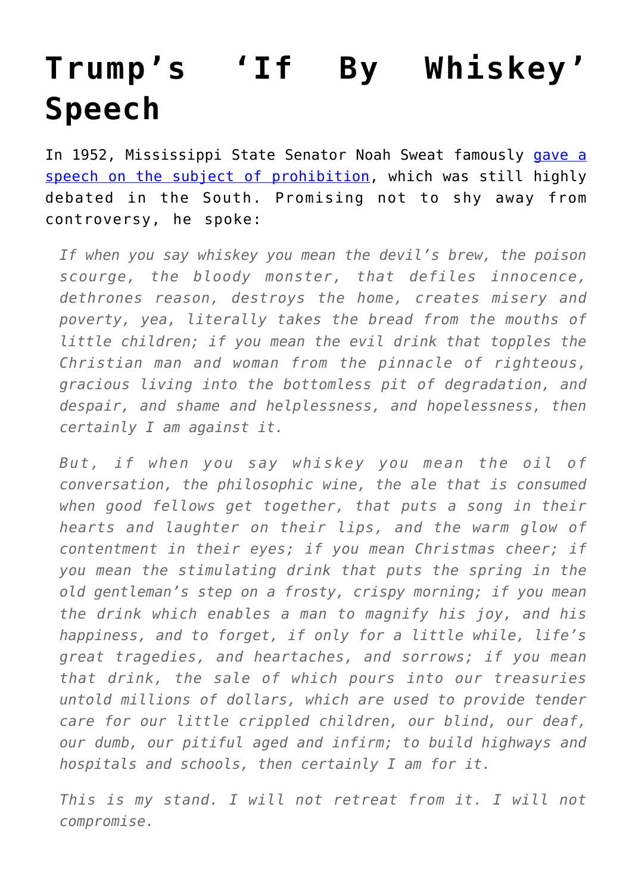# Trump's 'If By Whiskey' Speech

In 1952, Mississippi State Senator Noah Sweat famously [gave a speech on the subject of prohibition](), which was still highly debated in the South. Promising not to shy away from controversy, he spoke:

> *If when you say whiskey you mean the devil's brew, the poison scourge, the bloody monster, that defiles innocence, dethrones reason, destroys the home, creates misery and poverty, yea, literally takes the bread from the mouths of little children; if you mean the evil drink that topples the Christian man and woman from the pinnacle of righteous, gracious living into the bottomless pit of degradation, and despair, and shame and helplessness, and hopelessness, then certainly I am against it.*
>
> *But, if when you say whiskey you mean the oil of conversation, the philosophic wine, the ale that is consumed when good fellows get together, that puts a song in their hearts and laughter on their lips, and the warm glow of contentment in their eyes; if you mean Christmas cheer; if you mean the stimulating drink that puts the spring in the old gentleman's step on a frosty, crispy morning; if you mean the drink which enables a man to magnify his joy, and his happiness, and to forget, if only for a little while, life's great tragedies, and heartaches, and sorrows; if you mean that drink, the sale of which pours into our treasuries untold millions of dollars, which are used to provide tender care for our little crippled children, our blind, our deaf, our dumb, our pitiful aged and infirm; to build highways and hospitals and schools, then certainly I am for it.*
>
> *This is my stand. I will not retreat from it. I will not compromise.*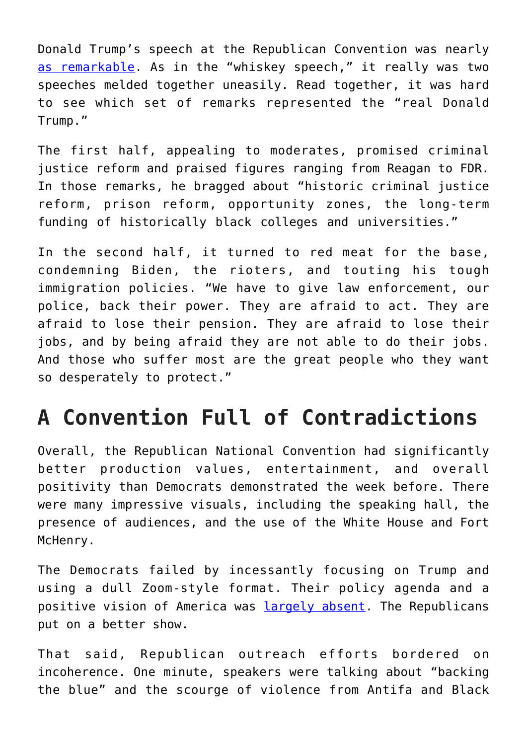Donald Trump's speech at the Republican Convention was nearly as remarkable. As in the "whiskey speech," it really was two speeches melded together uneasily. Read together, it was hard to see which set of remarks represented the "real Donald Trump."

The first half, appealing to moderates, promised criminal justice reform and praised figures ranging from Reagan to FDR. In those remarks, he bragged about "historic criminal justice reform, prison reform, opportunity zones, the long-term funding of historically black colleges and universities."

In the second half, it turned to red meat for the base, condemning Biden, the rioters, and touting his tough immigration policies. "We have to give law enforcement, our police, back their power. They are afraid to act. They are afraid to lose their pension. They are afraid to lose their jobs, and by being afraid they are not able to do their jobs. And those who suffer most are the great people who they want so desperately to protect."

## A Convention Full of Contradictions

Overall, the Republican National Convention had significantly better production values, entertainment, and overall positivity than Democrats demonstrated the week before. There were many impressive visuals, including the speaking hall, the presence of audiences, and the use of the White House and Fort McHenry.

The Democrats failed by incessantly focusing on Trump and using a dull Zoom-style format. Their policy agenda and a positive vision of America was largely absent. The Republicans put on a better show.

That said, Republican outreach efforts bordered on incoherence. One minute, speakers were talking about "backing the blue" and the scourge of violence from Antifa and Black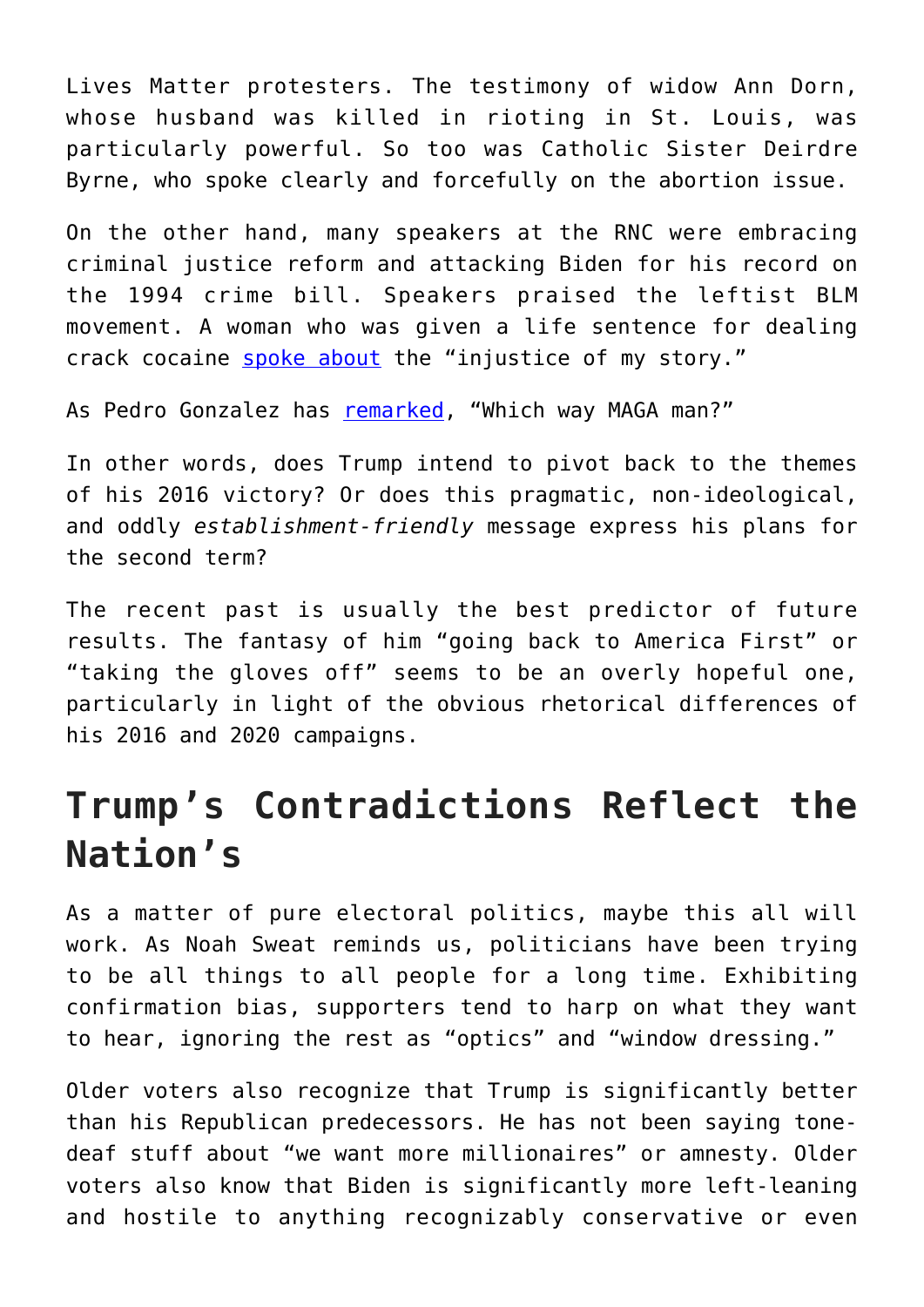Lives Matter protesters. The testimony of widow Ann Dorn, whose husband was killed in rioting in St. Louis, was particularly powerful. So too was Catholic Sister Deirdre Byrne, who spoke clearly and forcefully on the abortion issue.

On the other hand, many speakers at the RNC were embracing criminal justice reform and attacking Biden for his record on the 1994 crime bill. Speakers praised the leftist BLM movement. A woman who was given a life sentence for dealing crack cocaine spoke about the "injustice of my story."

As Pedro Gonzalez has remarked, "Which way MAGA man?"

In other words, does Trump intend to pivot back to the themes of his 2016 victory? Or does this pragmatic, non-ideological, and oddly *establishment-friendly* message express his plans for the second term?

The recent past is usually the best predictor of future results. The fantasy of him "going back to America First" or "taking the gloves off" seems to be an overly hopeful one, particularly in light of the obvious rhetorical differences of his 2016 and 2020 campaigns.

## Trump's Contradictions Reflect the Nation's

As a matter of pure electoral politics, maybe this all will work. As Noah Sweat reminds us, politicians have been trying to be all things to all people for a long time. Exhibiting confirmation bias, supporters tend to harp on what they want to hear, ignoring the rest as "optics" and "window dressing."

Older voters also recognize that Trump is significantly better than his Republican predecessors. He has not been saying tone-deaf stuff about "we want more millionaires" or amnesty. Older voters also know that Biden is significantly more left-leaning and hostile to anything recognizably conservative or even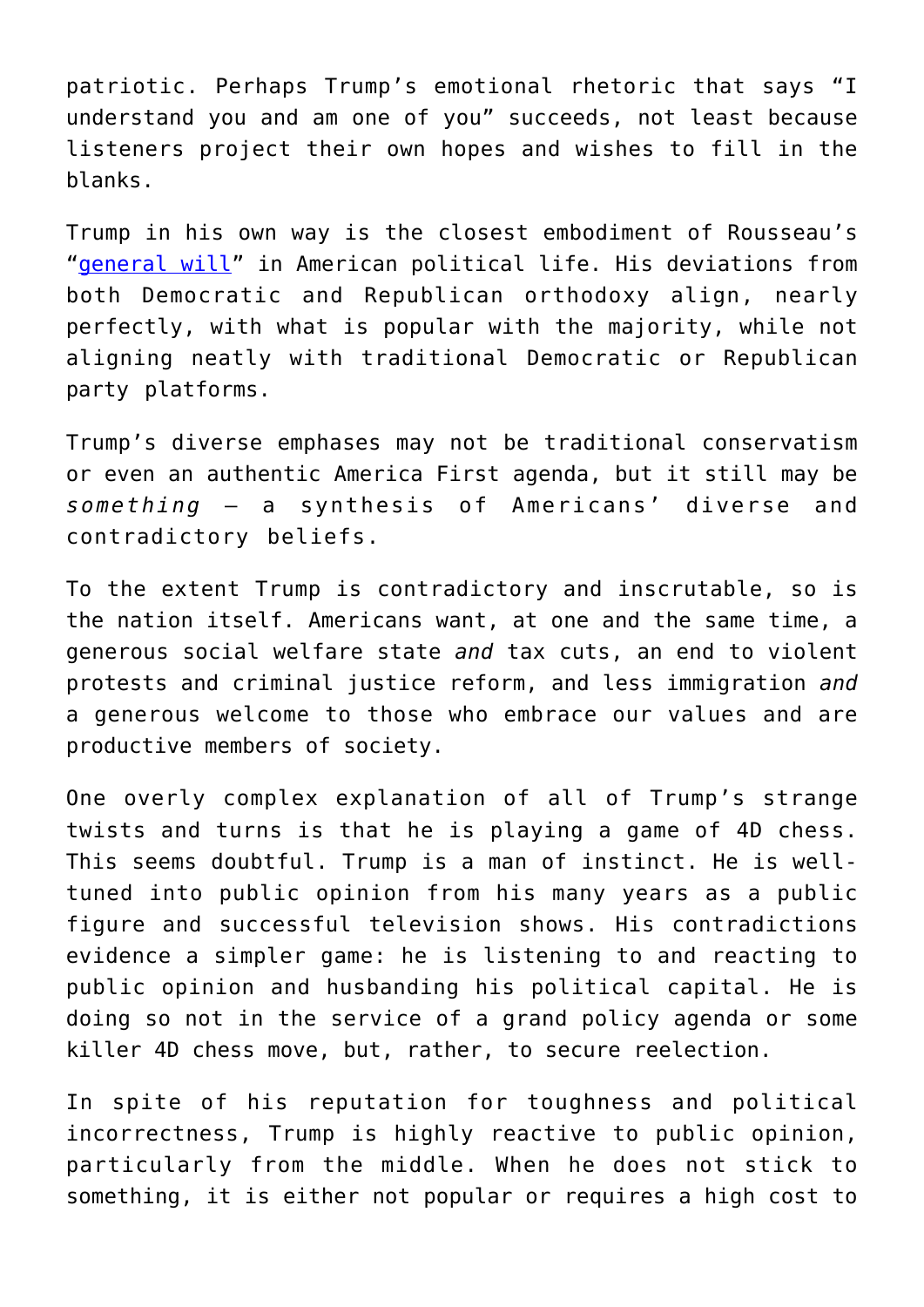patriotic. Perhaps Trump's emotional rhetoric that says "I understand you and am one of you" succeeds, not least because listeners project their own hopes and wishes to fill in the blanks.

Trump in his own way is the closest embodiment of Rousseau's "general will" in American political life. His deviations from both Democratic and Republican orthodoxy align, nearly perfectly, with what is popular with the majority, while not aligning neatly with traditional Democratic or Republican party platforms.

Trump's diverse emphases may not be traditional conservatism or even an authentic America First agenda, but it still may be *something* — a synthesis of Americans' diverse and contradictory beliefs.

To the extent Trump is contradictory and inscrutable, so is the nation itself. Americans want, at one and the same time, a generous social welfare state *and* tax cuts, an end to violent protests and criminal justice reform, and less immigration *and* a generous welcome to those who embrace our values and are productive members of society.

One overly complex explanation of all of Trump's strange twists and turns is that he is playing a game of 4D chess. This seems doubtful. Trump is a man of instinct. He is well-tuned into public opinion from his many years as a public figure and successful television shows. His contradictions evidence a simpler game: he is listening to and reacting to public opinion and husbanding his political capital. He is doing so not in the service of a grand policy agenda or some killer 4D chess move, but, rather, to secure reelection.

In spite of his reputation for toughness and political incorrectness, Trump is highly reactive to public opinion, particularly from the middle. When he does not stick to something, it is either not popular or requires a high cost to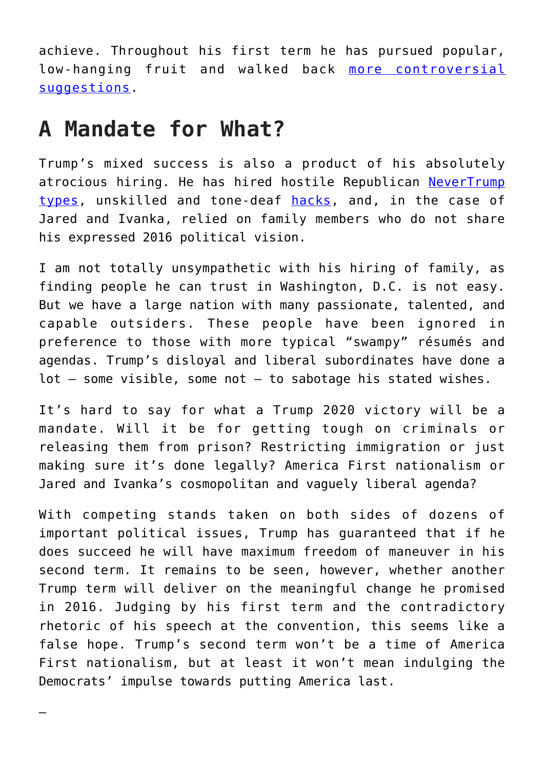achieve. Throughout his first term he has pursued popular, low-hanging fruit and walked back more controversial suggestions.

## A Mandate for What?

Trump's mixed success is also a product of his absolutely atrocious hiring. He has hired hostile Republican NeverTrump types, unskilled and tone-deaf hacks, and, in the case of Jared and Ivanka, relied on family members who do not share his expressed 2016 political vision.

I am not totally unsympathetic with his hiring of family, as finding people he can trust in Washington, D.C. is not easy. But we have a large nation with many passionate, talented, and capable outsiders. These people have been ignored in preference to those with more typical "swampy" résumés and agendas. Trump's disloyal and liberal subordinates have done a lot – some visible, some not – to sabotage his stated wishes.

It's hard to say for what a Trump 2020 victory will be a mandate. Will it be for getting tough on criminals or releasing them from prison? Restricting immigration or just making sure it's done legally? America First nationalism or Jared and Ivanka's cosmopolitan and vaguely liberal agenda?

With competing stands taken on both sides of dozens of important political issues, Trump has guaranteed that if he does succeed he will have maximum freedom of maneuver in his second term. It remains to be seen, however, whether another Trump term will deliver on the meaningful change he promised in 2016. Judging by his first term and the contradictory rhetoric of his speech at the convention, this seems like a false hope. Trump's second term won't be a time of America First nationalism, but at least it won't mean indulging the Democrats' impulse towards putting America last.

—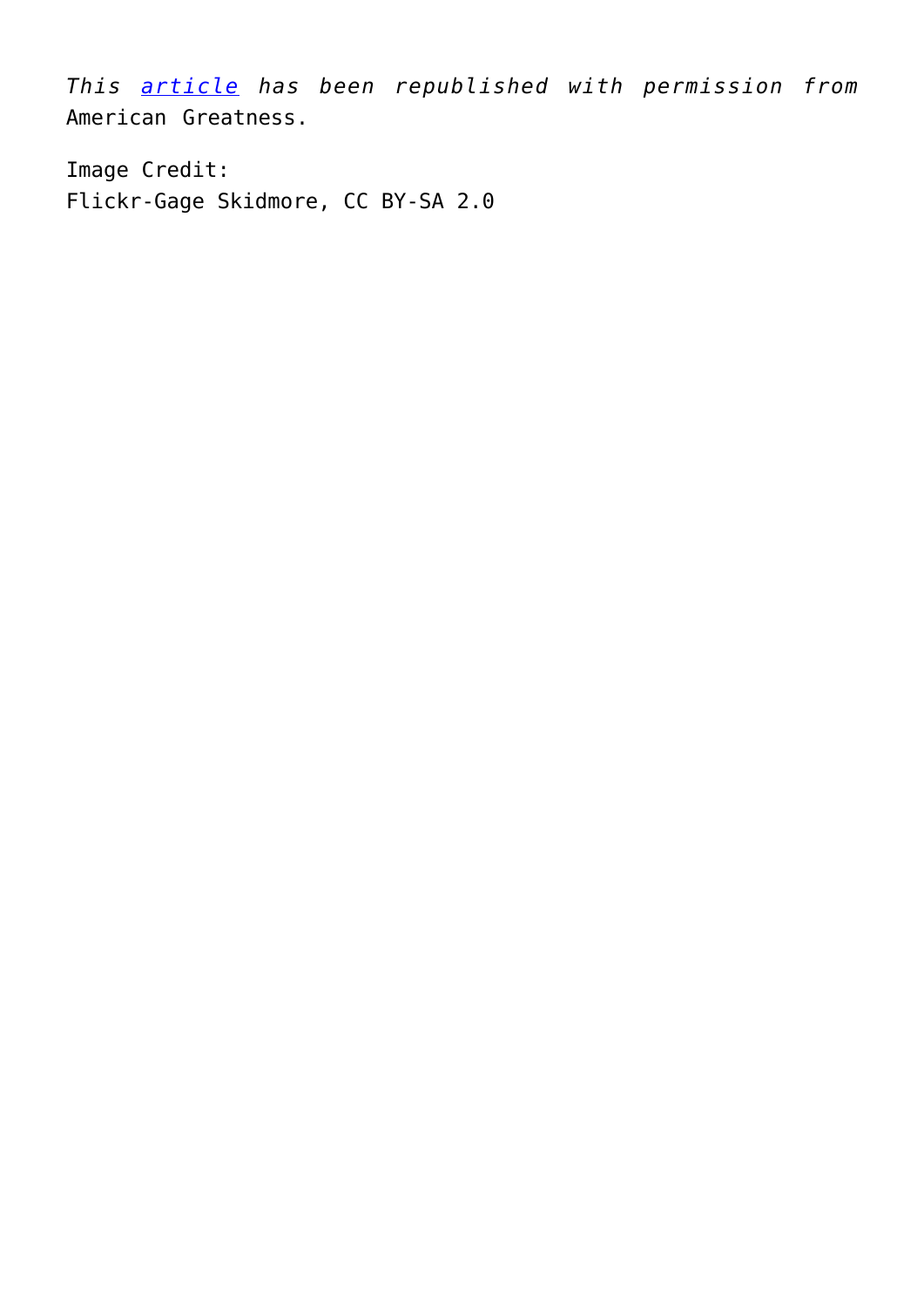*This [article](article) has been republished with permission from* American Greatness.

Image Credit:
Flickr-Gage Skidmore, CC BY-SA 2.0